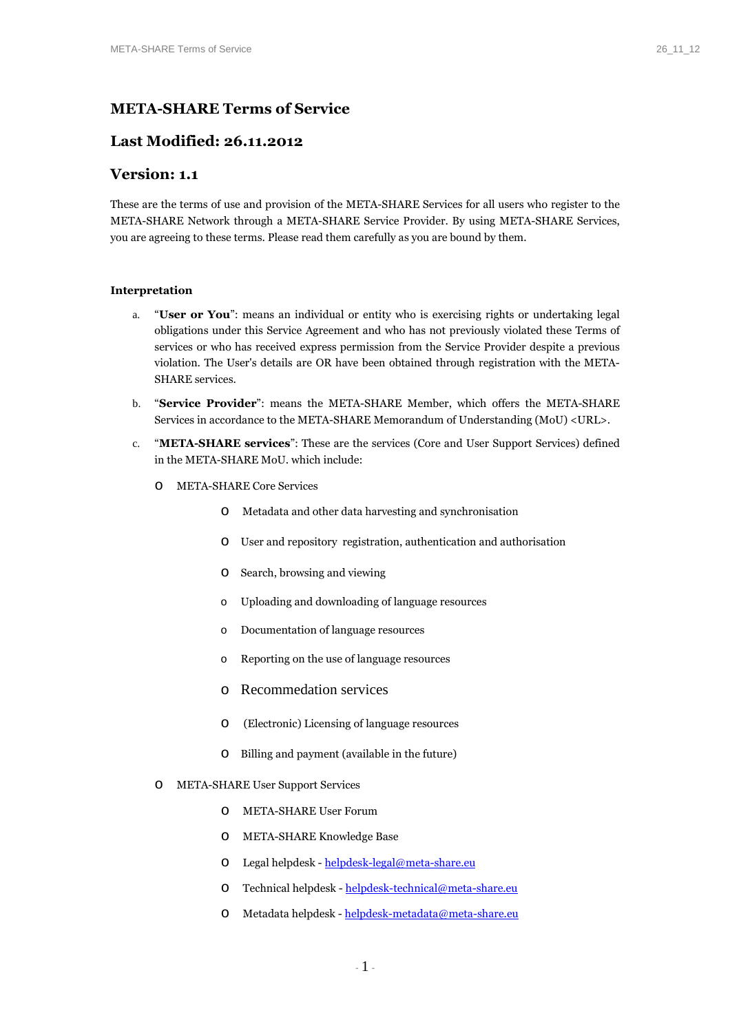# META-SHARE Terms of Service

## Last Modified: 26.11.2012

## Version: 1.1

These are the terms of use and provision of the META-SHARE Services for all users who register to the META-SHARE Network through a META-SHARE Service Provider. By using META-SHARE Services, you are agreeing to these terms. Please read them carefully as you are bound by them.

### Interpretation

a. "**User or You**": means an individual or entity who is exercising rights or undertaking legal obligations under this Service Agreement and who has not previously violated these Terms of services or who has received express permission from the Service Provider despite a previous violation. The User's details are OR have been obtained through registration with the META-SHARE services.

b. "**Service Provider**": means the META-SHARE Member, which offers the META-SHARE Services in accordance to the META-SHARE Memorandum of Understanding (MoU) <URL>.

c. "**META-SHARE services**": These are the services (Core and User Support Services) defined in the META-SHARE MoU. which include:

- META-SHARE Core Services
  - Metadata and other data harvesting and synchronisation
  - User and repository registration, authentication and authorisation
  - Search, browsing and viewing
  - Uploading and downloading of language resources
  - Documentation of language resources
  - Reporting on the use of language resources
  - Recommedation services
  - (Electronic) Licensing of language resources
  - Billing and payment (available in the future)
- META-SHARE User Support Services
  - META-SHARE User Forum
  - META-SHARE Knowledge Base
  - Legal helpdesk - helpdesk-legal@meta-share.eu
  - Technical helpdesk - helpdesk-technical@meta-share.eu
  - Metadata helpdesk - helpdesk-metadata@meta-share.eu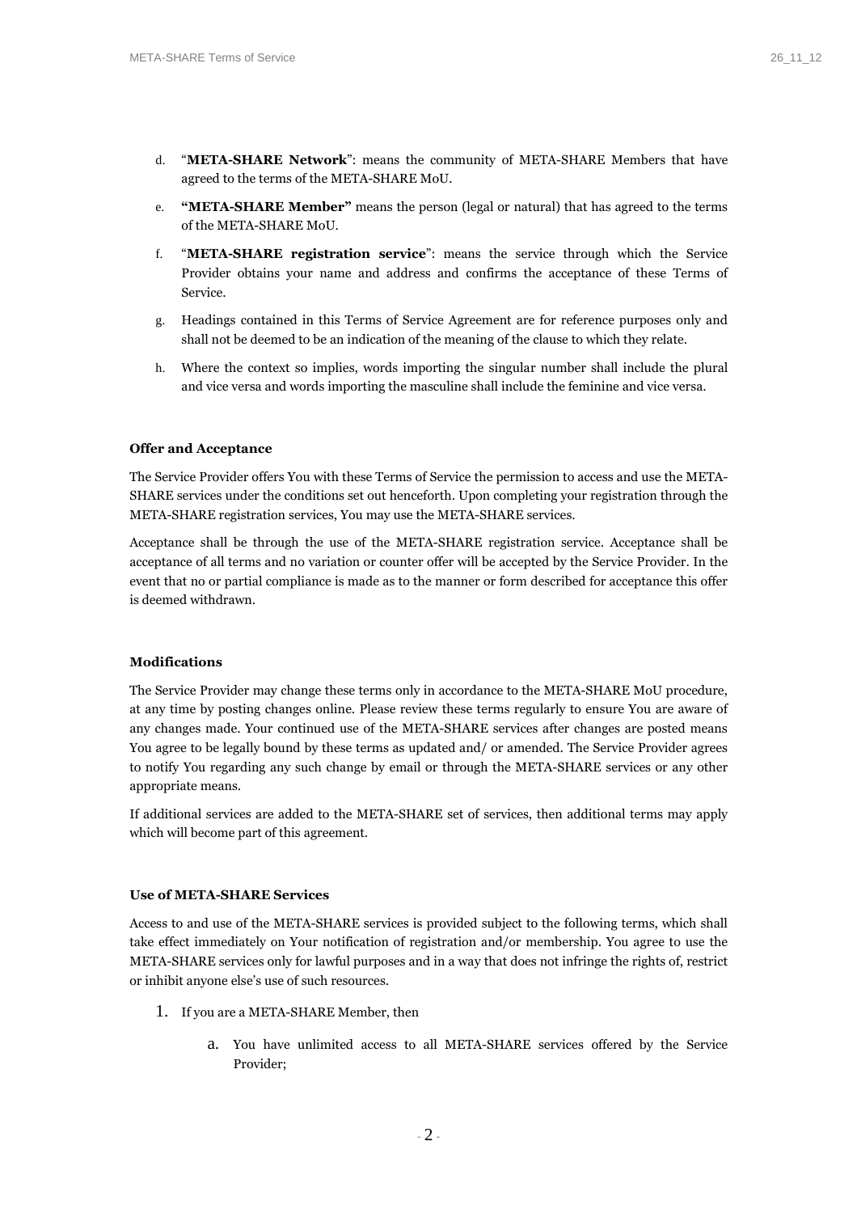d. "**META-SHARE Network**": means the community of META-SHARE Members that have agreed to the terms of the META-SHARE MoU.

e. **"META-SHARE Member"** means the person (legal or natural) that has agreed to the terms of the META-SHARE MoU.

f. "**META-SHARE registration service**": means the service through which the Service Provider obtains your name and address and confirms the acceptance of these Terms of Service.

g. Headings contained in this Terms of Service Agreement are for reference purposes only and shall not be deemed to be an indication of the meaning of the clause to which they relate.

h. Where the context so implies, words importing the singular number shall include the plural and vice versa and words importing the masculine shall include the feminine and vice versa.

**Offer and Acceptance**

The Service Provider offers You with these Terms of Service the permission to access and use the META-SHARE services under the conditions set out henceforth. Upon completing your registration through the META-SHARE registration services, You may use the META-SHARE services.

Acceptance shall be through the use of the META-SHARE registration service. Acceptance shall be acceptance of all terms and no variation or counter offer will be accepted by the Service Provider. In the event that no or partial compliance is made as to the manner or form described for acceptance this offer is deemed withdrawn.

**Modifications**

The Service Provider may change these terms only in accordance to the META-SHARE MoU procedure, at any time by posting changes online. Please review these terms regularly to ensure You are aware of any changes made. Your continued use of the META-SHARE services after changes are posted means You agree to be legally bound by these terms as updated and/ or amended. The Service Provider agrees to notify You regarding any such change by email or through the META-SHARE services or any other appropriate means.

If additional services are added to the META-SHARE set of services, then additional terms may apply which will become part of this agreement.

**Use of META-SHARE Services**

Access to and use of the META-SHARE services is provided subject to the following terms, which shall take effect immediately on Your notification of registration and/or membership. You agree to use the META-SHARE services only for lawful purposes and in a way that does not infringe the rights of, restrict or inhibit anyone else's use of such resources.

1. If you are a META-SHARE Member, then

   a. You have unlimited access to all META-SHARE services offered by the Service Provider;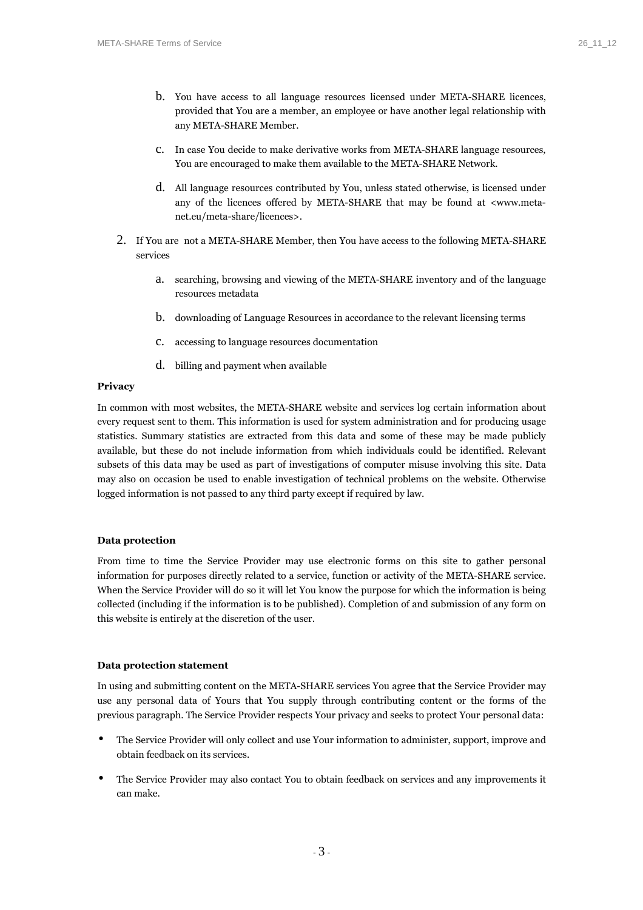b. You have access to all language resources licensed under META-SHARE licences, provided that You are a member, an employee or have another legal relationship with any META-SHARE Member.

c. In case You decide to make derivative works from META-SHARE language resources, You are encouraged to make them available to the META-SHARE Network.

d. All language resources contributed by You, unless stated otherwise, is licensed under any of the licences offered by META-SHARE that may be found at <www.meta-net.eu/meta-share/licences>.

2. If You are  not a META-SHARE Member, then You have access to the following META-SHARE services

   a. searching, browsing and viewing of the META-SHARE inventory and of the language resources metadata

   b. downloading of Language Resources in accordance to the relevant licensing terms

   c. accessing to language resources documentation

   d. billing and payment when available

**Privacy**

In common with most websites, the META-SHARE website and services log certain information about every request sent to them. This information is used for system administration and for producing usage statistics. Summary statistics are extracted from this data and some of these may be made publicly available, but these do not include information from which individuals could be identified. Relevant subsets of this data may be used as part of investigations of computer misuse involving this site. Data may also on occasion be used to enable investigation of technical problems on the website. Otherwise logged information is not passed to any third party except if required by law.

**Data protection**

From time to time the Service Provider may use electronic forms on this site to gather personal information for purposes directly related to a service, function or activity of the META-SHARE service. When the Service Provider will do so it will let You know the purpose for which the information is being collected (including if the information is to be published). Completion of and submission of any form on this website is entirely at the discretion of the user.

**Data protection statement**

In using and submitting content on the META-SHARE services You agree that the Service Provider may use any personal data of Yours that You supply through contributing content or the forms of the previous paragraph. The Service Provider respects Your privacy and seeks to protect Your personal data:

- The Service Provider will only collect and use Your information to administer, support, improve and obtain feedback on its services.
- The Service Provider may also contact You to obtain feedback on services and any improvements it can make.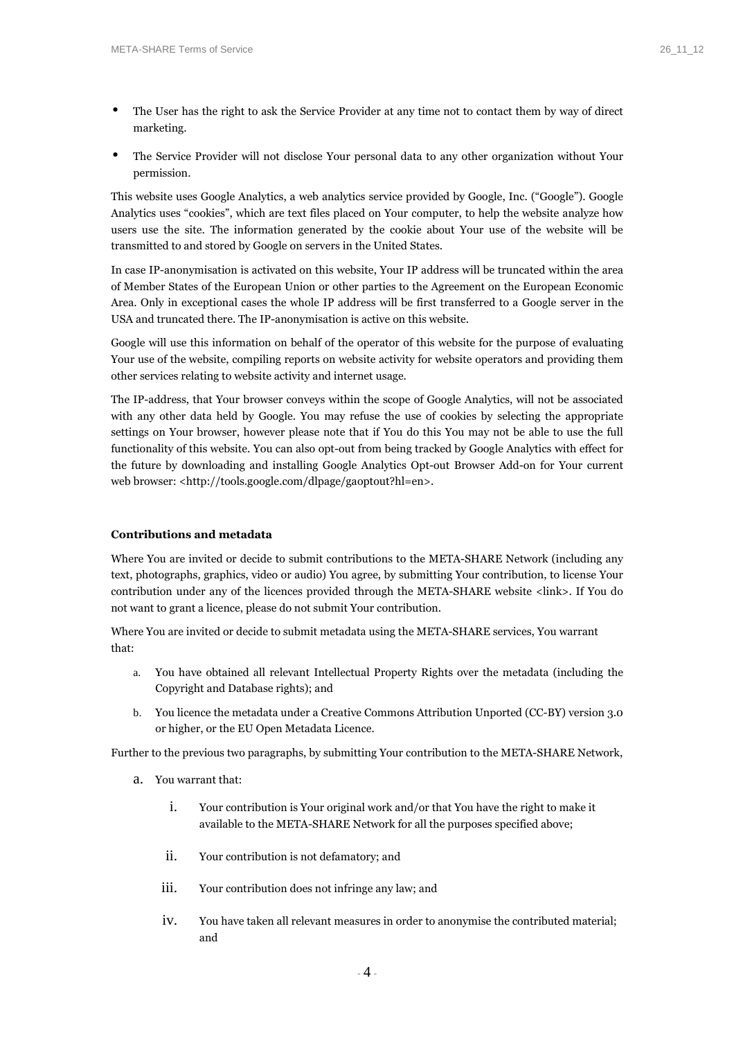- The User has the right to ask the Service Provider at any time not to contact them by way of direct marketing.
- The Service Provider will not disclose Your personal data to any other organization without Your permission.

This website uses Google Analytics, a web analytics service provided by Google, Inc. ("Google"). Google Analytics uses "cookies", which are text files placed on Your computer, to help the website analyze how users use the site. The information generated by the cookie about Your use of the website will be transmitted to and stored by Google on servers in the United States.

In case IP-anonymisation is activated on this website, Your IP address will be truncated within the area of Member States of the European Union or other parties to the Agreement on the European Economic Area. Only in exceptional cases the whole IP address will be first transferred to a Google server in the USA and truncated there. The IP-anonymisation is active on this website.

Google will use this information on behalf of the operator of this website for the purpose of evaluating Your use of the website, compiling reports on website activity for website operators and providing them other services relating to website activity and internet usage.

The IP-address, that Your browser conveys within the scope of Google Analytics, will not be associated with any other data held by Google. You may refuse the use of cookies by selecting the appropriate settings on Your browser, however please note that if You do this You may not be able to use the full functionality of this website. You can also opt-out from being tracked by Google Analytics with effect for the future by downloading and installing Google Analytics Opt-out Browser Add-on for Your current web browser: <http://tools.google.com/dlpage/gaoptout?hl=en>.

**Contributions and metadata**

Where You are invited or decide to submit contributions to the META-SHARE Network (including any text, photographs, graphics, video or audio) You agree, by submitting Your contribution, to license Your contribution under any of the licences provided through the META-SHARE website <link>. If You do not want to grant a licence, please do not submit Your contribution.

Where You are invited or decide to submit metadata using the META-SHARE services, You warrant that:

a. You have obtained all relevant Intellectual Property Rights over the metadata (including the Copyright and Database rights); and
b. You licence the metadata under a Creative Commons Attribution Unported (CC-BY) version 3.0 or higher, or the EU Open Metadata Licence.

Further to the previous two paragraphs, by submitting Your contribution to the META-SHARE Network,

a. You warrant that:
    i. Your contribution is Your original work and/or that You have the right to make it available to the META-SHARE Network for all the purposes specified above;
    ii. Your contribution is not defamatory; and
    iii. Your contribution does not infringe any law; and
    iv. You have taken all relevant measures in order to anonymise the contributed material; and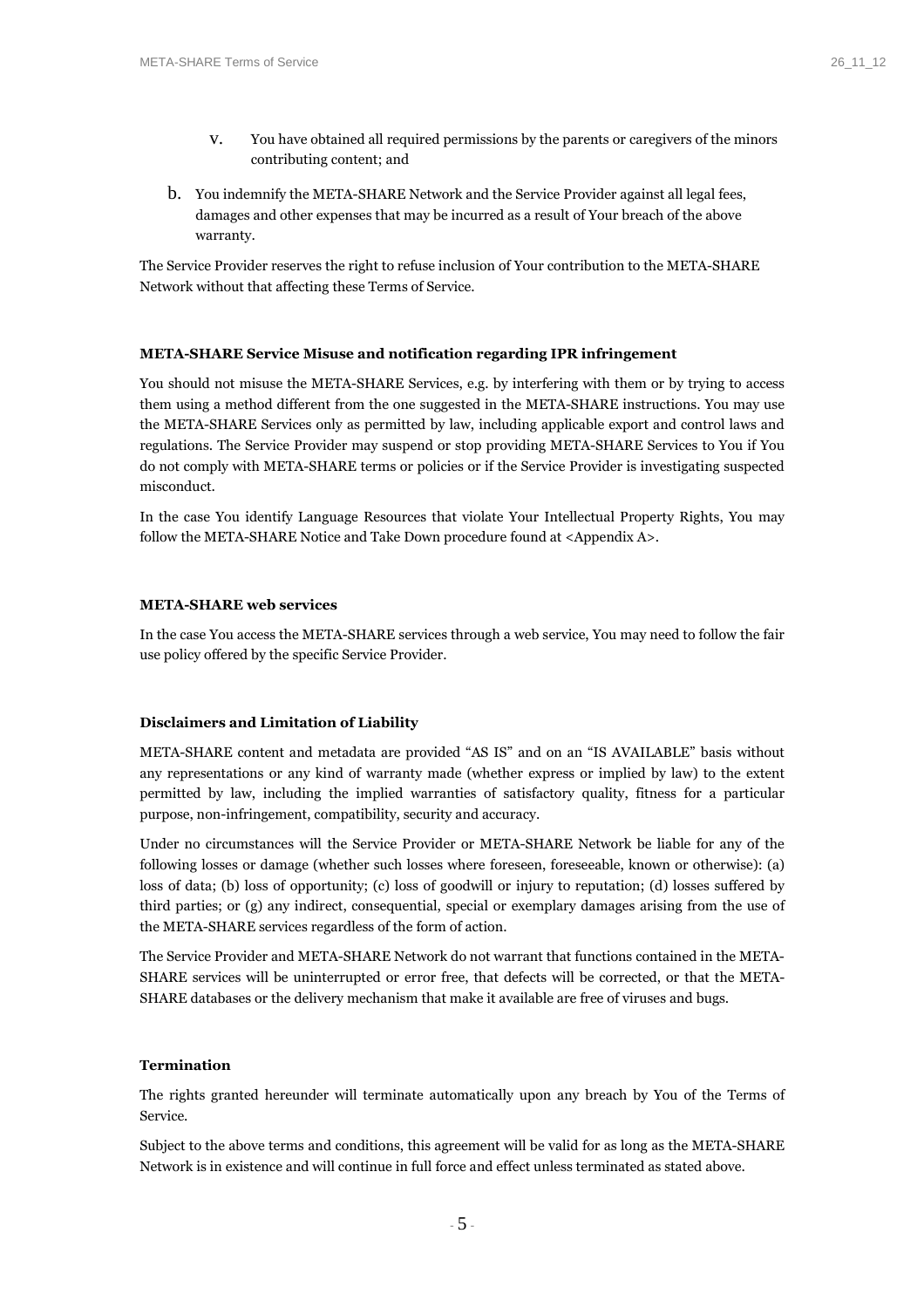v. You have obtained all required permissions by the parents or caregivers of the minors contributing content; and

b. You indemnify the META-SHARE Network and the Service Provider against all legal fees, damages and other expenses that may be incurred as a result of Your breach of the above warranty.

The Service Provider reserves the right to refuse inclusion of Your contribution to the META-SHARE Network without that affecting these Terms of Service.

**META-SHARE Service Misuse and notification regarding IPR infringement**

You should not misuse the META-SHARE Services, e.g. by interfering with them or by trying to access them using a method different from the one suggested in the META-SHARE instructions. You may use the META-SHARE Services only as permitted by law, including applicable export and control laws and regulations. The Service Provider may suspend or stop providing META-SHARE Services to You if You do not comply with META-SHARE terms or policies or if the Service Provider is investigating suspected misconduct.

In the case You identify Language Resources that violate Your Intellectual Property Rights, You may follow the META-SHARE Notice and Take Down procedure found at <Appendix A>.

**META-SHARE web services**

In the case You access the META-SHARE services through a web service, You may need to follow the fair use policy offered by the specific Service Provider.

**Disclaimers and Limitation of Liability**

META-SHARE content and metadata are provided "AS IS" and on an "IS AVAILABLE" basis without any representations or any kind of warranty made (whether express or implied by law) to the extent permitted by law, including the implied warranties of satisfactory quality, fitness for a particular purpose, non-infringement, compatibility, security and accuracy.

Under no circumstances will the Service Provider or META-SHARE Network be liable for any of the following losses or damage (whether such losses where foreseen, foreseeable, known or otherwise): (a) loss of data; (b) loss of opportunity; (c) loss of goodwill or injury to reputation; (d) losses suffered by third parties; or (g) any indirect, consequential, special or exemplary damages arising from the use of the META-SHARE services regardless of the form of action.

The Service Provider and META-SHARE Network do not warrant that functions contained in the META-SHARE services will be uninterrupted or error free, that defects will be corrected, or that the META-SHARE databases or the delivery mechanism that make it available are free of viruses and bugs.

**Termination**

The rights granted hereunder will terminate automatically upon any breach by You of the Terms of Service.

Subject to the above terms and conditions, this agreement will be valid for as long as the META-SHARE Network is in existence and will continue in full force and effect unless terminated as stated above.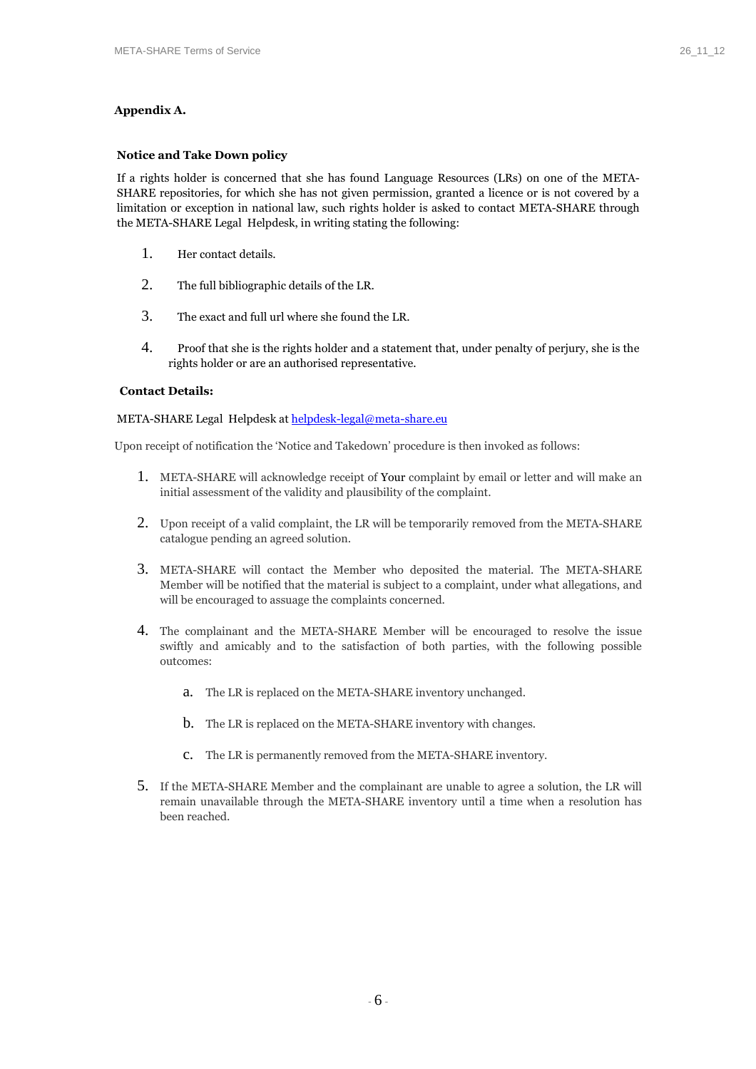**Appendix A.**

**Notice and Take Down policy**

If a rights holder is concerned that she has found Language Resources (LRs) on one of the META-SHARE repositories, for which she has not given permission, granted a licence or is not covered by a limitation or exception in national law, such rights holder is asked to contact META-SHARE through the META-SHARE Legal Helpdesk, in writing stating the following:

1. Her contact details.
2. The full bibliographic details of the LR.
3. The exact and full url where she found the LR.
4. Proof that she is the rights holder and a statement that, under penalty of perjury, she is the rights holder or are an authorised representative.

**Contact Details:**

META-SHARE Legal Helpdesk at helpdesk-legal@meta-share.eu

Upon receipt of notification the 'Notice and Takedown' procedure is then invoked as follows:

1. META-SHARE will acknowledge receipt of Your complaint by email or letter and will make an initial assessment of the validity and plausibility of the complaint.
2. Upon receipt of a valid complaint, the LR will be temporarily removed from the META-SHARE catalogue pending an agreed solution.
3. META-SHARE will contact the Member who deposited the material. The META-SHARE Member will be notified that the material is subject to a complaint, under what allegations, and will be encouraged to assuage the complaints concerned.
4. The complainant and the META-SHARE Member will be encouraged to resolve the issue swiftly and amicably and to the satisfaction of both parties, with the following possible outcomes:
   a. The LR is replaced on the META-SHARE inventory unchanged.
   b. The LR is replaced on the META-SHARE inventory with changes.
   c. The LR is permanently removed from the META-SHARE inventory.
5. If the META-SHARE Member and the complainant are unable to agree a solution, the LR will remain unavailable through the META-SHARE inventory until a time when a resolution has been reached.